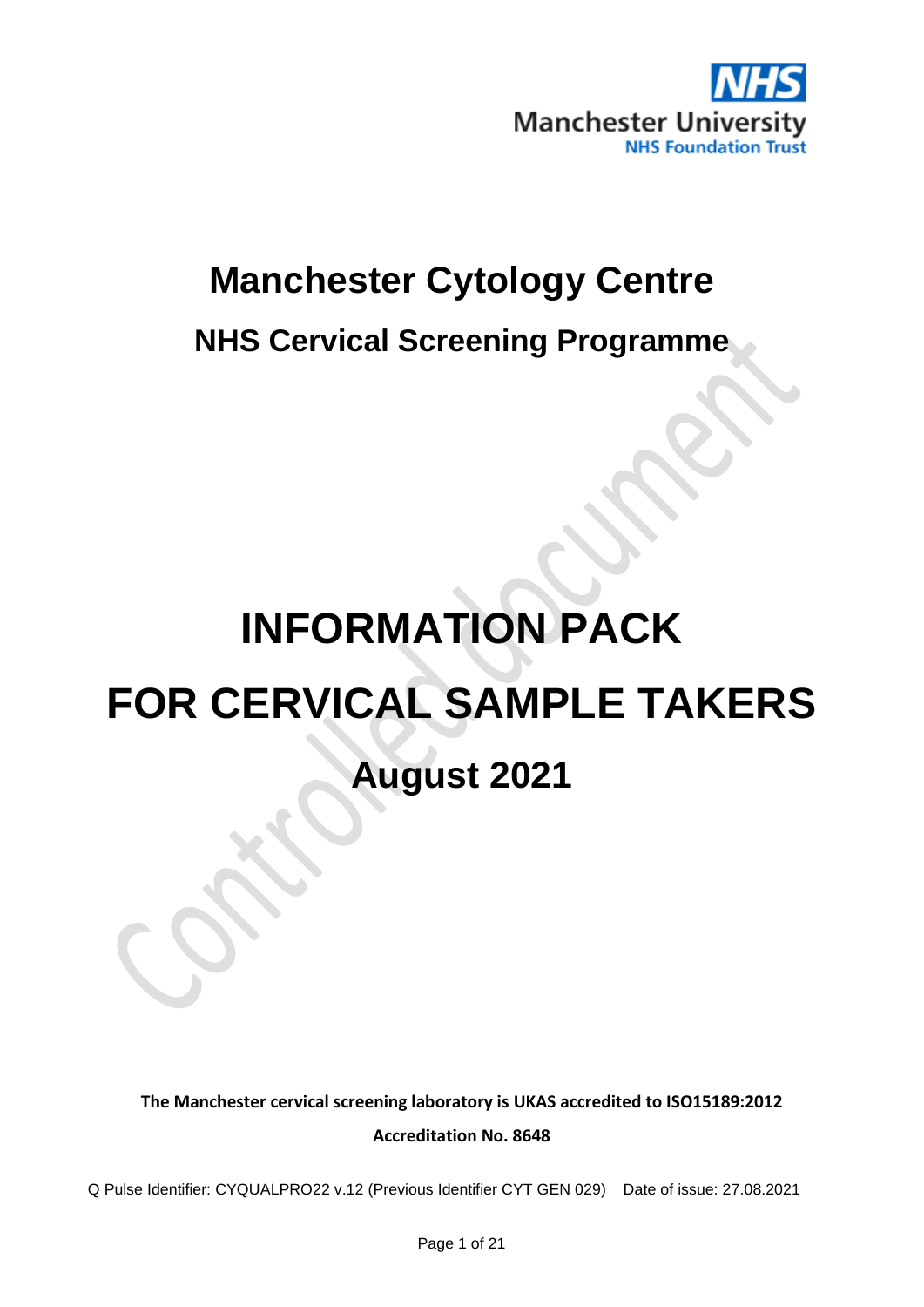Manchester University
NHS Foundation Trust

# Manchester Cytology Centre

## NHS Cervical Screening Programme

# INFORMATION PACK

# FOR CERVICAL SAMPLE TAKERS

## August 2021

**The Manchester cervical screening laboratory is UKAS accredited to ISO15189:2012**

**Accreditation No. 8648**

Q Pulse Identifier: CYQUALPRO22 v.12 (Previous Identifier CYT GEN 029) Date of issue: 27.08.2021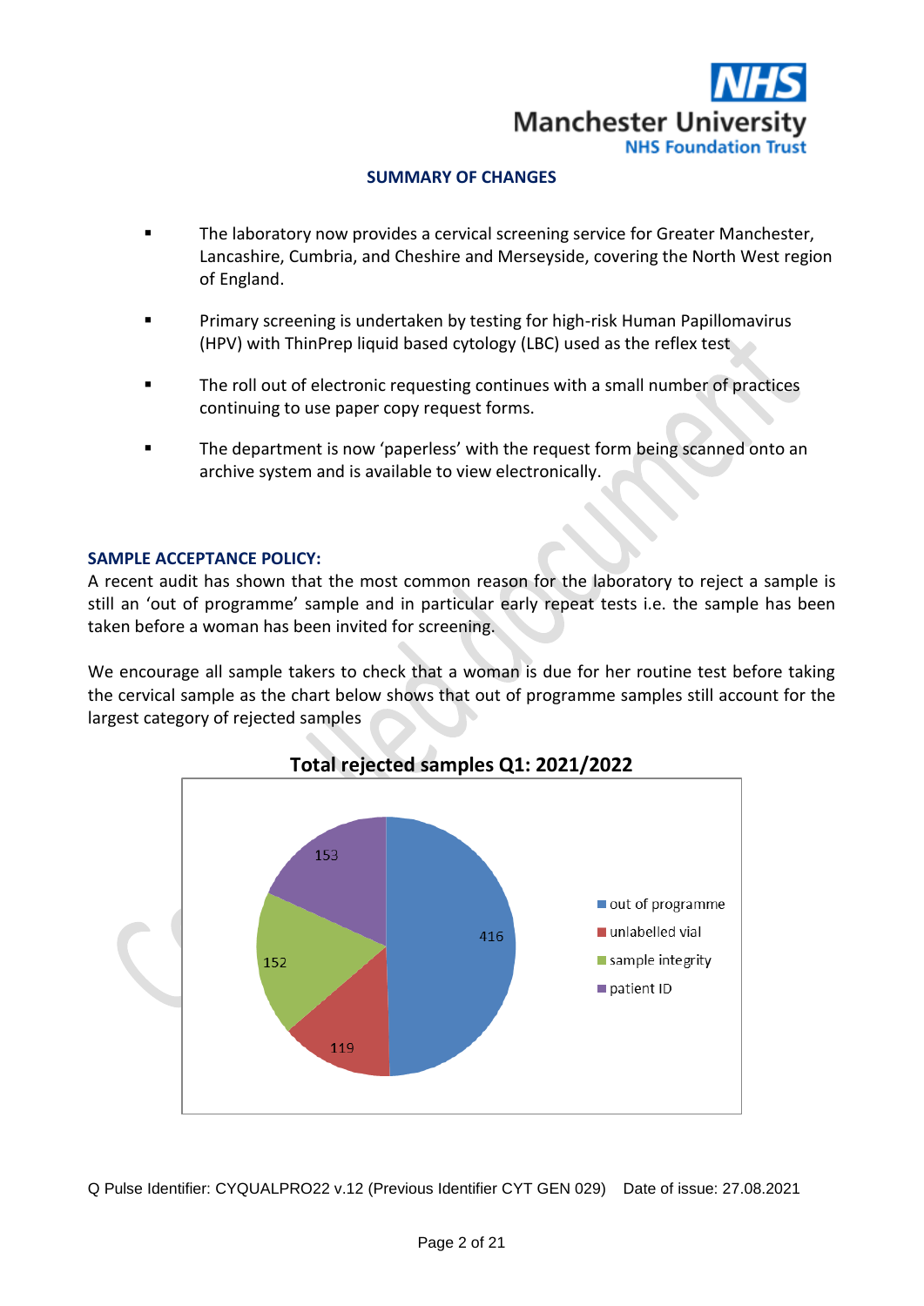## SUMMARY OF CHANGES

- The laboratory now provides a cervical screening service for Greater Manchester, Lancashire, Cumbria, and Cheshire and Merseyside, covering the North West region of England.
- Primary screening is undertaken by testing for high-risk Human Papillomavirus (HPV) with ThinPrep liquid based cytology (LBC) used as the reflex test
- The roll out of electronic requesting continues with a small number of practices continuing to use paper copy request forms.
- The department is now 'paperless' with the request form being scanned onto an archive system and is available to view electronically.

### SAMPLE ACCEPTANCE POLICY:

A recent audit has shown that the most common reason for the laboratory to reject a sample is still an 'out of programme' sample and in particular early repeat tests i.e. the sample has been taken before a woman has been invited for screening.

We encourage all sample takers to check that a woman is due for her routine test before taking the cervical sample as the chart below shows that out of programme samples still account for the largest category of rejected samples

**Total rejected samples Q1: 2021/2022**

| Category | Number |
|---|---|
| out of programme | 416 |
| unlabelled vial | 119 |
| sample integrity | 152 |
| patient ID | 153 |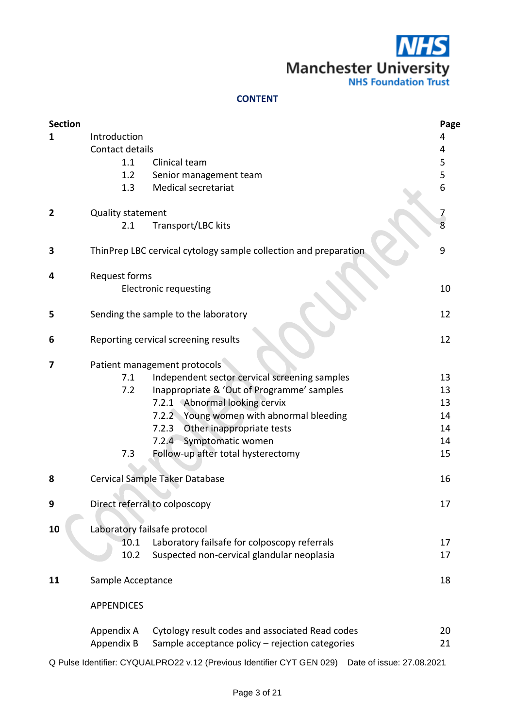**CONTENT**

| Section | | Page |
|---|---|---|
| **1** | Introduction | 4 |
| | Contact details | 4 |
| | 1.1 Clinical team | 5 |
| | 1.2 Senior management team | 5 |
| | 1.3 Medical secretariat | 6 |
| **2** | Quality statement | 7 |
| | 2.1 Transport/LBC kits | 8 |
| **3** | ThinPrep LBC cervical cytology sample collection and preparation | 9 |
| **4** | Request forms | |
| | Electronic requesting | 10 |
| **5** | Sending the sample to the laboratory | 12 |
| **6** | Reporting cervical screening results | 12 |
| **7** | Patient management protocols | |
| | 7.1 Independent sector cervical screening samples | 13 |
| | 7.2 Inappropriate & 'Out of Programme' samples | 13 |
| | 7.2.1 Abnormal looking cervix | 13 |
| | 7.2.2 Young women with abnormal bleeding | 14 |
| | 7.2.3 Other inappropriate tests | 14 |
| | 7.2.4 Symptomatic women | 14 |
| | 7.3 Follow-up after total hysterectomy | 15 |
| **8** | Cervical Sample Taker Database | 16 |
| **9** | Direct referral to colposcopy | 17 |
| **10** | Laboratory failsafe protocol | |
| | 10.1 Laboratory failsafe for colposcopy referrals | 17 |
| | 10.2 Suspected non-cervical glandular neoplasia | 17 |
| **11** | Sample Acceptance | 18 |
| | APPENDICES | |
| | Appendix A Cytology result codes and associated Read codes | 20 |
| | Appendix B Sample acceptance policy – rejection categories | 21 |

Q Pulse Identifier: CYQUALPRO22 v.12 (Previous Identifier CYT GEN 029) Date of issue: 27.08.2021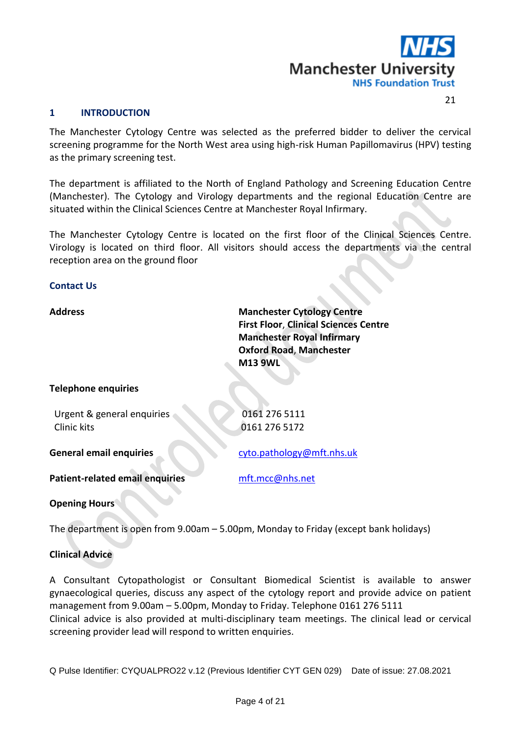## 1 INTRODUCTION

The Manchester Cytology Centre was selected as the preferred bidder to deliver the cervical screening programme for the North West area using high-risk Human Papillomavirus (HPV) testing as the primary screening test.

The department is affiliated to the North of England Pathology and Screening Education Centre (Manchester). The Cytology and Virology departments and the regional Education Centre are situated within the Clinical Sciences Centre at Manchester Royal Infirmary.

The Manchester Cytology Centre is located on the first floor of the Clinical Sciences Centre. Virology is located on third floor. All visitors should access the departments via the central reception area on the ground floor

### Contact Us

**Address**

**Manchester Cytology Centre**
**First Floor, Clinical Sciences Centre**
**Manchester Royal Infirmary**
**Oxford Road, Manchester**
**M13 9WL**

**Telephone enquiries**

| | |
|---|---|
| Urgent & general enquiries | 0161 276 5111 |
| Clinic kits | 0161 276 5172 |

**General email enquiries** cyto.pathology@mft.nhs.uk

**Patient-related email enquiries** mft.mcc@nhs.net

**Opening Hours**

The department is open from 9.00am – 5.00pm, Monday to Friday (except bank holidays)

**Clinical Advice**

A Consultant Cytopathologist or Consultant Biomedical Scientist is available to answer gynaecological queries, discuss any aspect of the cytology report and provide advice on patient management from 9.00am – 5.00pm, Monday to Friday. Telephone 0161 276 5111
Clinical advice is also provided at multi-disciplinary team meetings. The clinical lead or cervical screening provider lead will respond to written enquiries.

Q Pulse Identifier: CYQUALPRO22 v.12 (Previous Identifier CYT GEN 029) Date of issue: 27.08.2021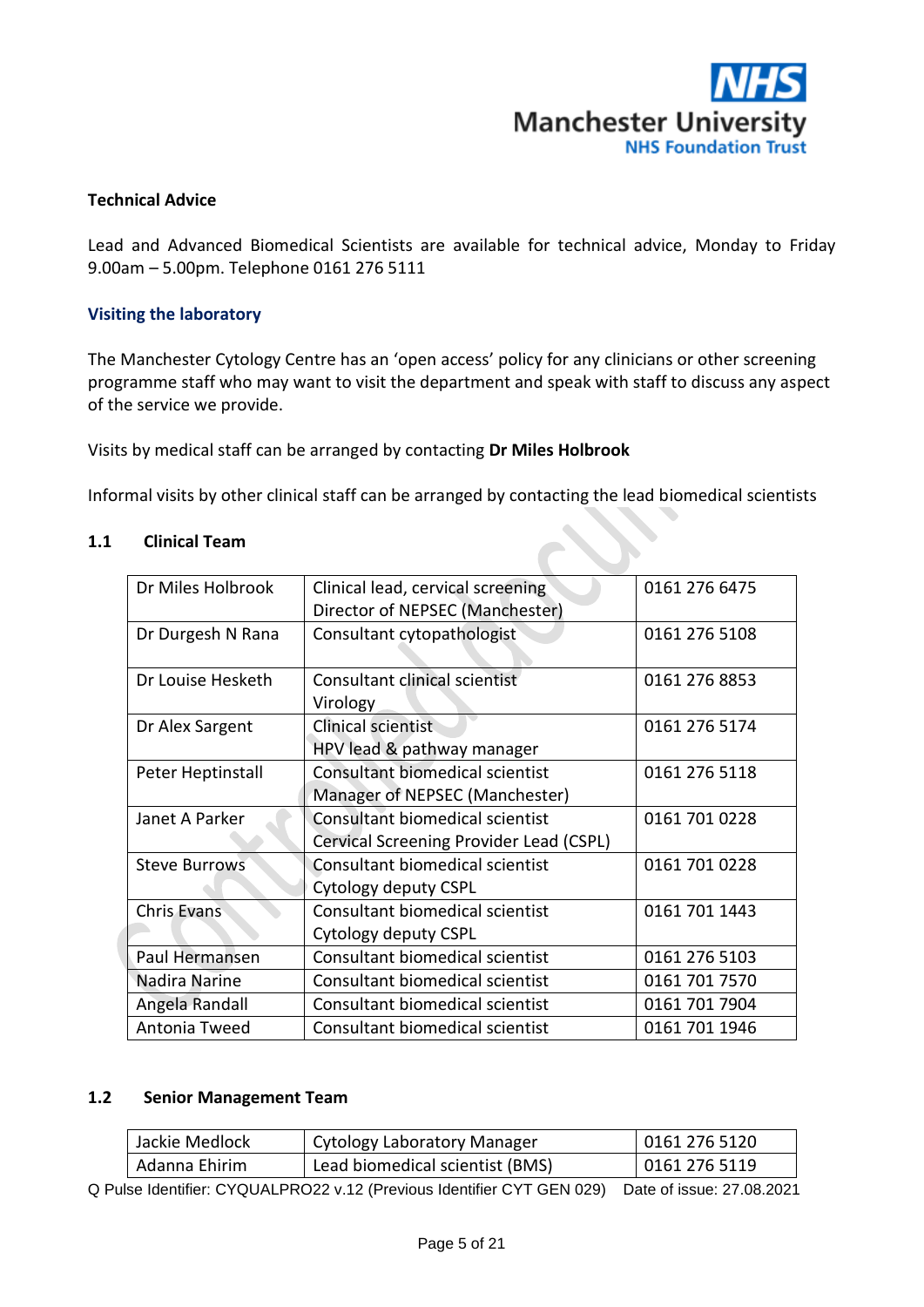**Technical Advice**

Lead and Advanced Biomedical Scientists are available for technical advice, Monday to Friday 9.00am – 5.00pm. Telephone 0161 276 5111

**Visiting the laboratory**

The Manchester Cytology Centre has an 'open access' policy for any clinicians or other screening programme staff who may want to visit the department and speak with staff to discuss any aspect of the service we provide.

Visits by medical staff can be arranged by contacting **Dr Miles Holbrook**

Informal visits by other clinical staff can be arranged by contacting the lead biomedical scientists

## 1.1 Clinical Team

| | | |
|---|---|---|
| Dr Miles Holbrook | Clinical lead, cervical screening<br>Director of NEPSEC (Manchester) | 0161 276 6475 |
| Dr Durgesh N Rana | Consultant cytopathologist | 0161 276 5108 |
| Dr Louise Hesketh | Consultant clinical scientist<br>Virology | 0161 276 8853 |
| Dr Alex Sargent | Clinical scientist<br>HPV lead & pathway manager | 0161 276 5174 |
| Peter Heptinstall | Consultant biomedical scientist<br>Manager of NEPSEC (Manchester) | 0161 276 5118 |
| Janet A Parker | Consultant biomedical scientist<br>Cervical Screening Provider Lead (CSPL) | 0161 701 0228 |
| Steve Burrows | Consultant biomedical scientist<br>Cytology deputy CSPL | 0161 701 0228 |
| Chris Evans | Consultant biomedical scientist<br>Cytology deputy CSPL | 0161 701 1443 |
| Paul Hermansen | Consultant biomedical scientist | 0161 276 5103 |
| Nadira Narine | Consultant biomedical scientist | 0161 701 7570 |
| Angela Randall | Consultant biomedical scientist | 0161 701 7904 |
| Antonia Tweed | Consultant biomedical scientist | 0161 701 1946 |

## 1.2 Senior Management Team

| | | |
|---|---|---|
| Jackie Medlock | Cytology Laboratory Manager | 0161 276 5120 |
| Adanna Ehirim | Lead biomedical scientist (BMS) | 0161 276 5119 |

Q Pulse Identifier: CYQUALPRO22 v.12 (Previous Identifier CYT GEN 029) Date of issue: 27.08.2021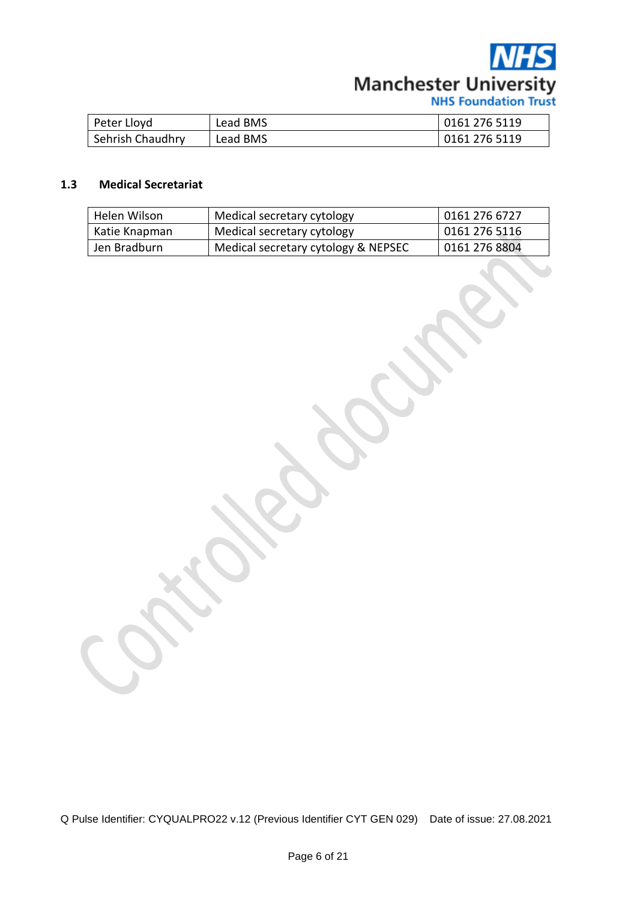| Peter Lloyd | Lead BMS | 0161 276 5119 |
|---|---|---|
| Sehrish Chaudhry | Lead BMS | 0161 276 5119 |

### 1.3 Medical Secretariat

| Helen Wilson | Medical secretary cytology | 0161 276 6727 |
|---|---|---|
| Katie Knapman | Medical secretary cytology | 0161 276 5116 |
| Jen Bradburn | Medical secretary cytology & NEPSEC | 0161 276 8804 |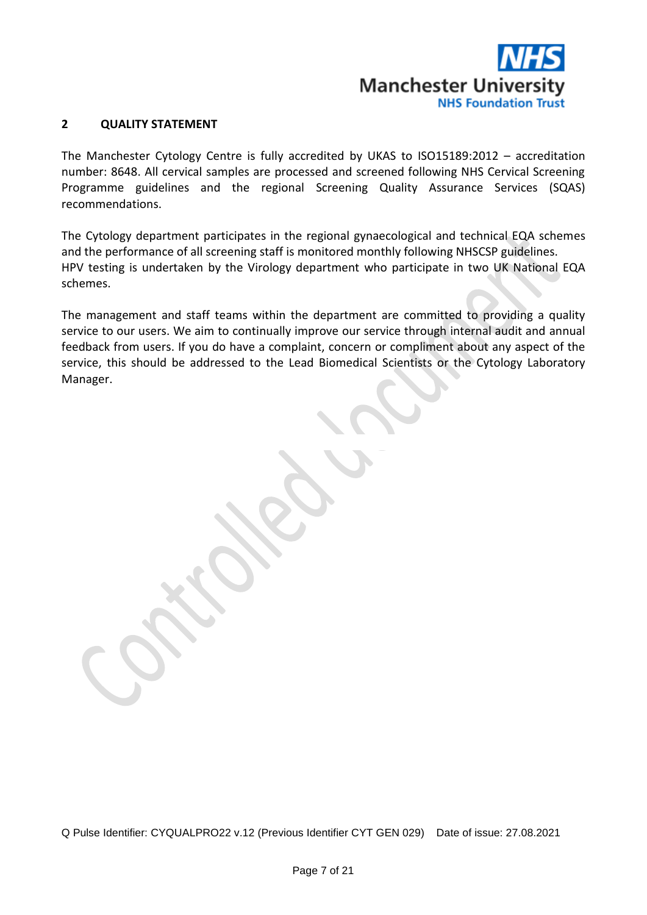## 2 QUALITY STATEMENT

The Manchester Cytology Centre is fully accredited by UKAS to ISO15189:2012 – accreditation number: 8648. All cervical samples are processed and screened following NHS Cervical Screening Programme guidelines and the regional Screening Quality Assurance Services (SQAS) recommendations.

The Cytology department participates in the regional gynaecological and technical EQA schemes and the performance of all screening staff is monitored monthly following NHSCSP guidelines.
HPV testing is undertaken by the Virology department who participate in two UK National EQA schemes.

The management and staff teams within the department are committed to providing a quality service to our users. We aim to continually improve our service through internal audit and annual feedback from users. If you do have a complaint, concern or compliment about any aspect of the service, this should be addressed to the Lead Biomedical Scientists or the Cytology Laboratory Manager.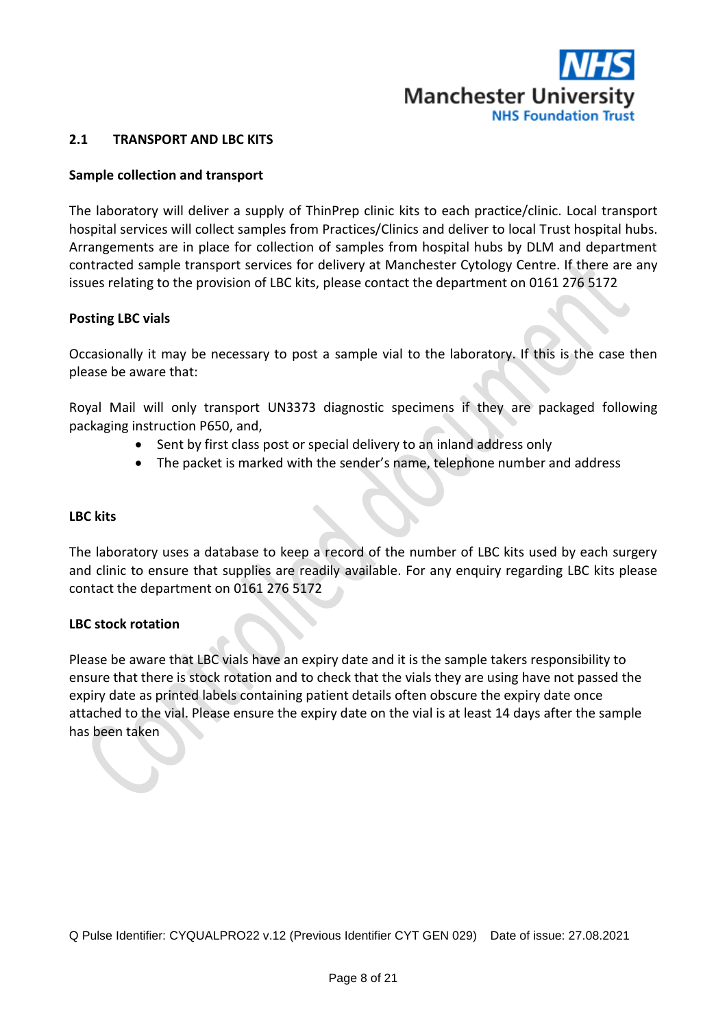## 2.1 TRANSPORT AND LBC KITS

**Sample collection and transport**

The laboratory will deliver a supply of ThinPrep clinic kits to each practice/clinic. Local transport hospital services will collect samples from Practices/Clinics and deliver to local Trust hospital hubs. Arrangements are in place for collection of samples from hospital hubs by DLM and department contracted sample transport services for delivery at Manchester Cytology Centre. If there are any issues relating to the provision of LBC kits, please contact the department on 0161 276 5172

**Posting LBC vials**

Occasionally it may be necessary to post a sample vial to the laboratory. If this is the case then please be aware that:

Royal Mail will only transport UN3373 diagnostic specimens if they are packaged following packaging instruction P650, and,

- Sent by first class post or special delivery to an inland address only
- The packet is marked with the sender's name, telephone number and address

**LBC kits**

The laboratory uses a database to keep a record of the number of LBC kits used by each surgery and clinic to ensure that supplies are readily available. For any enquiry regarding LBC kits please contact the department on 0161 276 5172

**LBC stock rotation**

Please be aware that LBC vials have an expiry date and it is the sample takers responsibility to ensure that there is stock rotation and to check that the vials they are using have not passed the expiry date as printed labels containing patient details often obscure the expiry date once attached to the vial. Please ensure the expiry date on the vial is at least 14 days after the sample has been taken

Q Pulse Identifier: CYQUALPRO22 v.12 (Previous Identifier CYT GEN 029) Date of issue: 27.08.2021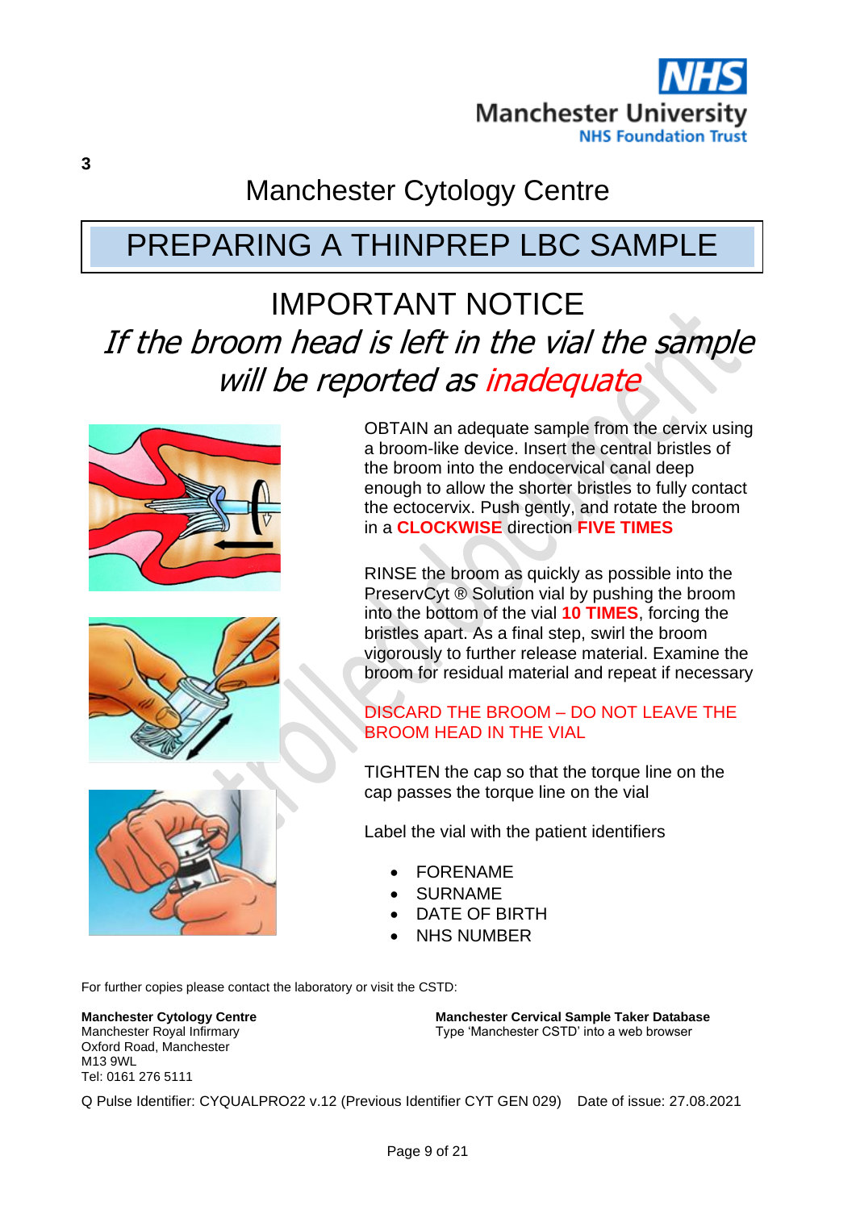3

# Manchester Cytology Centre

## PREPARING A THINPREP LBC SAMPLE

### IMPORTANT NOTICE

*If the broom head is left in the vial the sample will be reported as inadequate*

OBTAIN an adequate sample from the cervix using a broom-like device. Insert the central bristles of the broom into the endocervical canal deep enough to allow the shorter bristles to fully contact the ectocervix. Push gently, and rotate the broom in a **CLOCKWISE** direction **FIVE TIMES**

RINSE the broom as quickly as possible into the PreservCyt ® Solution vial by pushing the broom into the bottom of the vial **10 TIMES**, forcing the bristles apart. As a final step, swirl the broom vigorously to further release material. Examine the broom for residual material and repeat if necessary

DISCARD THE BROOM – DO NOT LEAVE THE BROOM HEAD IN THE VIAL

TIGHTEN the cap so that the torque line on the cap passes the torque line on the vial

Label the vial with the patient identifiers

- FORENAME
- SURNAME
- DATE OF BIRTH
- NHS NUMBER

For further copies please contact the laboratory or visit the CSTD:

**Manchester Cytology Centre**
Manchester Royal Infirmary
Oxford Road, Manchester
M13 9WL
Tel: 0161 276 5111

**Manchester Cervical Sample Taker Database**
Type 'Manchester CSTD' into a web browser

Q Pulse Identifier: CYQUALPRO22 v.12 (Previous Identifier CYT GEN 029) Date of issue: 27.08.2021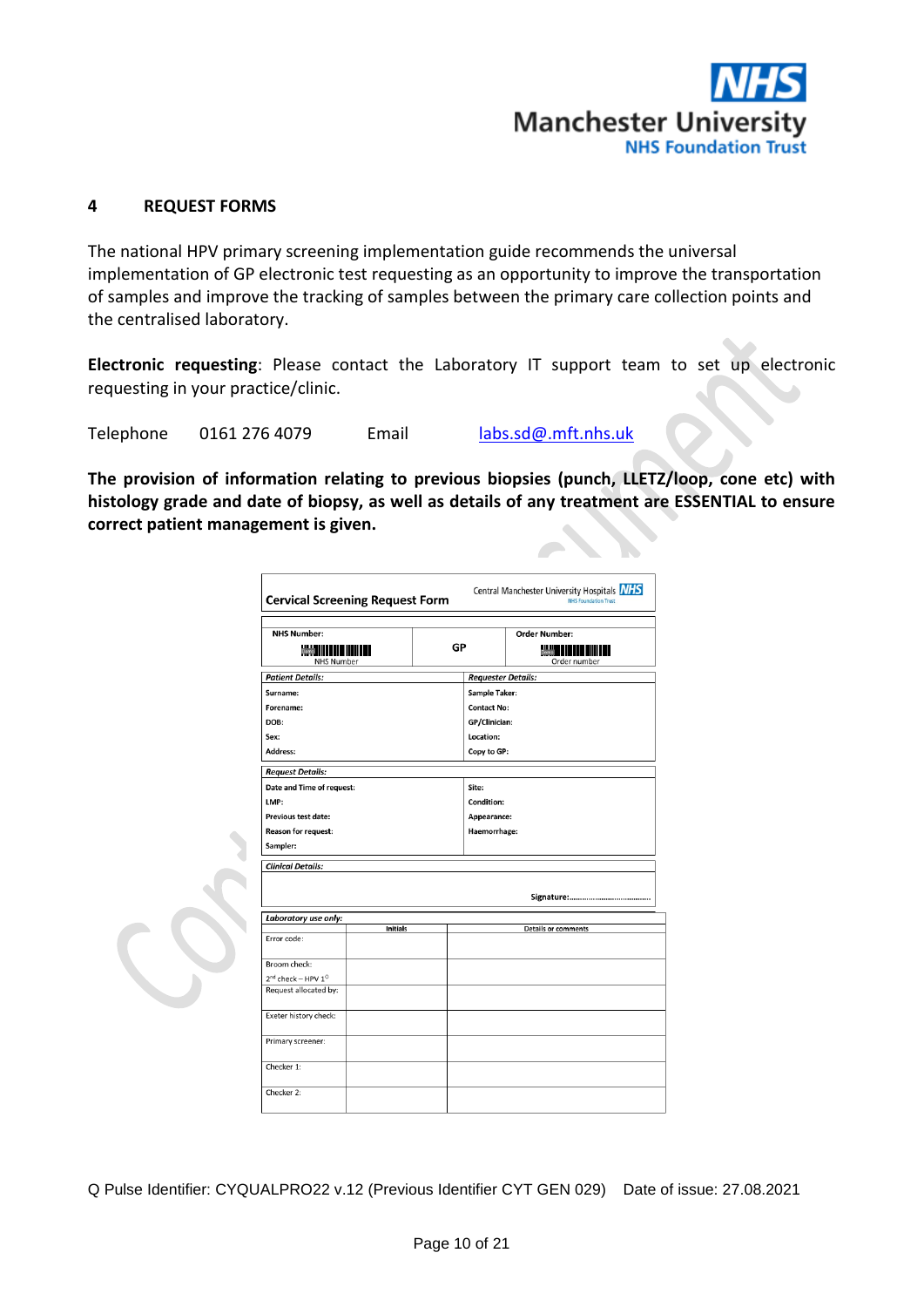## 4 REQUEST FORMS

The national HPV primary screening implementation guide recommends the universal implementation of GP electronic test requesting as an opportunity to improve the transportation of samples and improve the tracking of samples between the primary care collection points and the centralised laboratory.

**Electronic requesting**: Please contact the Laboratory IT support team to set up electronic requesting in your practice/clinic.

Telephone 0161 276 4079 Email labs.sd@.mft.nhs.uk

**The provision of information relating to previous biopsies (punch, LLETZ/loop, cone etc) with histology grade and date of biopsy, as well as details of any treatment are ESSENTIAL to ensure correct patient management is given.**

**Cervical Screening Request Form** — Central Manchester University Hospitals NHS Foundation Trust

| NHS Number: | GP | Order Number: |
|---|---|---|
| NHS Number | | Order number |

| *Patient Details:* | *Requester Details:* |
|---|---|
| Surname: | Sample Taker: |
| Forename: | Contact No: |
| DOB: | GP/Clinician: |
| Sex: | Location: |
| Address: | Copy to GP: |

| *Request Details:* | |
|---|---|
| Date and Time of request: | Site: |
| LMP: | Condition: |
| Previous test date: | Appearance: |
| Reason for request: | Haemorrhage: |
| Sampler: | |

| *Clinical Details:* |
|---|
| Signature:…………………………… |

| *Laboratory use only:* | Initials | Details or comments |
|---|---|---|
| Error code: | | |
| Broom check:<br>2nd check – HPV 1° | | |
| Request allocated by: | | |
| Exeter history check: | | |
| Primary screener: | | |
| Checker 1: | | |
| Checker 2: | | |

Q Pulse Identifier: CYQUALPRO22 v.12 (Previous Identifier CYT GEN 029) Date of issue: 27.08.2021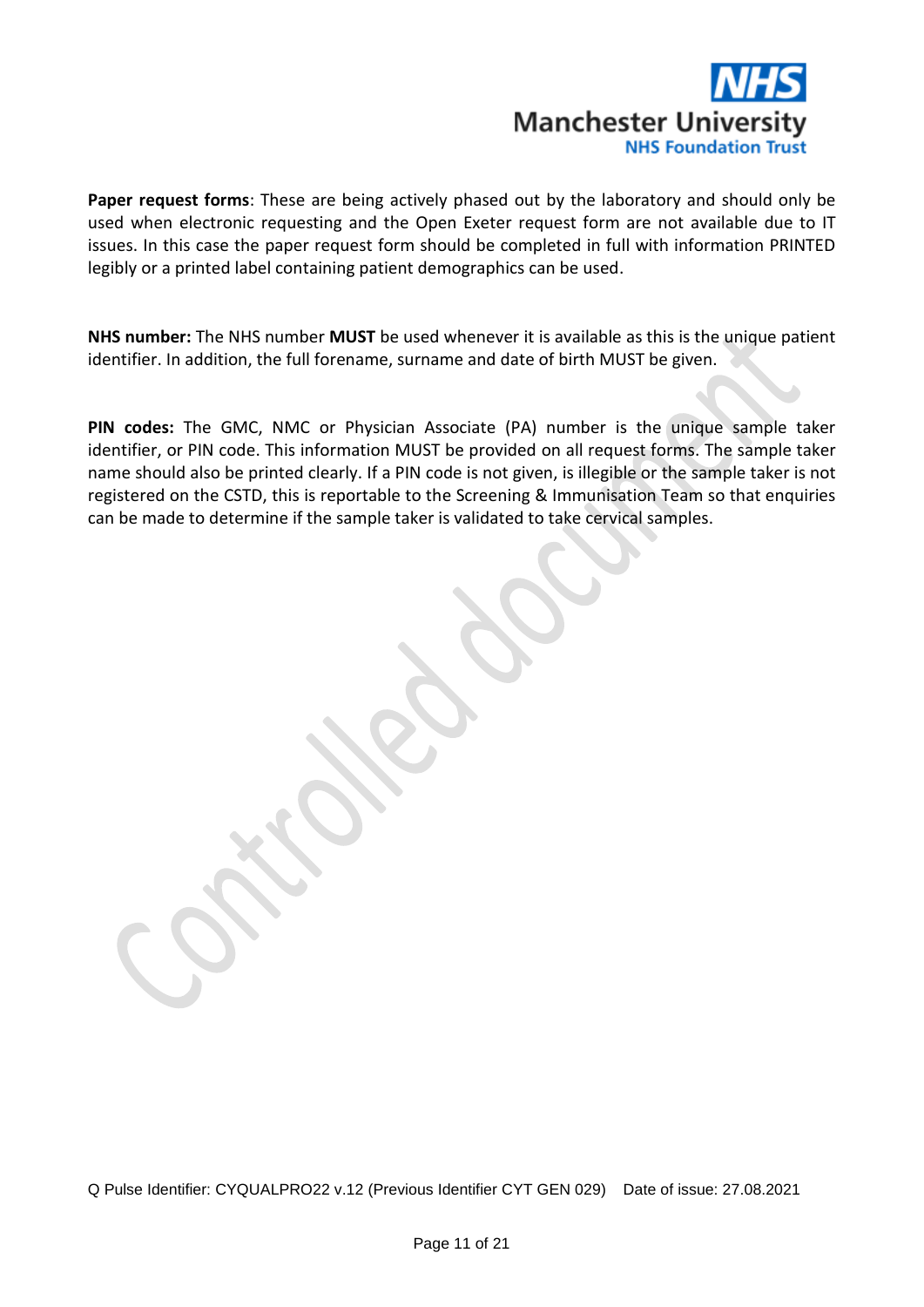**Paper request forms**: These are being actively phased out by the laboratory and should only be used when electronic requesting and the Open Exeter request form are not available due to IT issues. In this case the paper request form should be completed in full with information PRINTED legibly or a printed label containing patient demographics can be used.

**NHS number:** The NHS number **MUST** be used whenever it is available as this is the unique patient identifier. In addition, the full forename, surname and date of birth MUST be given.

**PIN codes:** The GMC, NMC or Physician Associate (PA) number is the unique sample taker identifier, or PIN code. This information MUST be provided on all request forms. The sample taker name should also be printed clearly. If a PIN code is not given, is illegible or the sample taker is not registered on the CSTD, this is reportable to the Screening & Immunisation Team so that enquiries can be made to determine if the sample taker is validated to take cervical samples.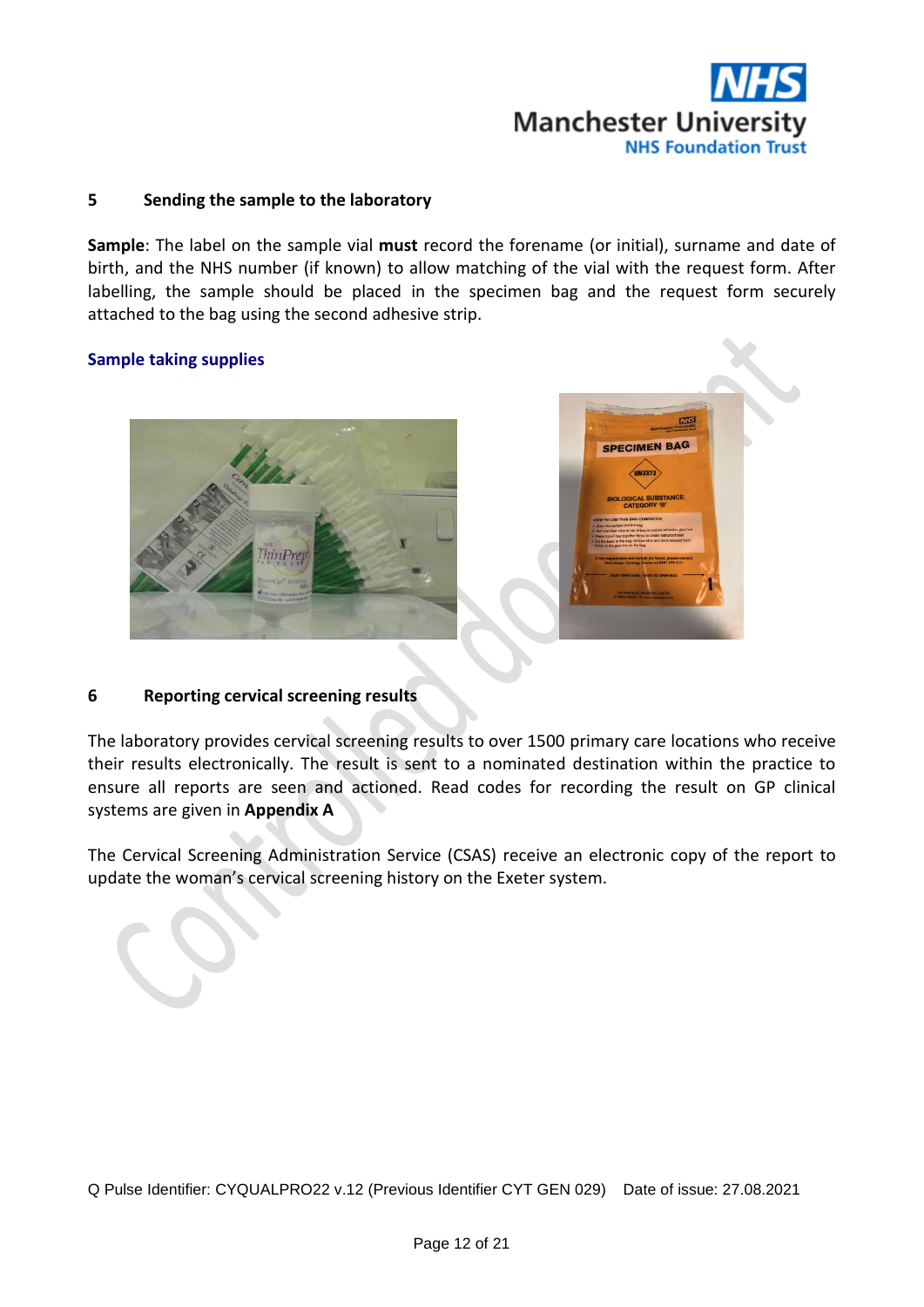## 5 Sending the sample to the laboratory

**Sample**: The label on the sample vial **must** record the forename (or initial), surname and date of birth, and the NHS number (if known) to allow matching of the vial with the request form. After labelling, the sample should be placed in the specimen bag and the request form securely attached to the bag using the second adhesive strip.

**Sample taking supplies**

## 6 Reporting cervical screening results

The laboratory provides cervical screening results to over 1500 primary care locations who receive their results electronically. The result is sent to a nominated destination within the practice to ensure all reports are seen and actioned. Read codes for recording the result on GP clinical systems are given in **Appendix A**

The Cervical Screening Administration Service (CSAS) receive an electronic copy of the report to update the woman's cervical screening history on the Exeter system.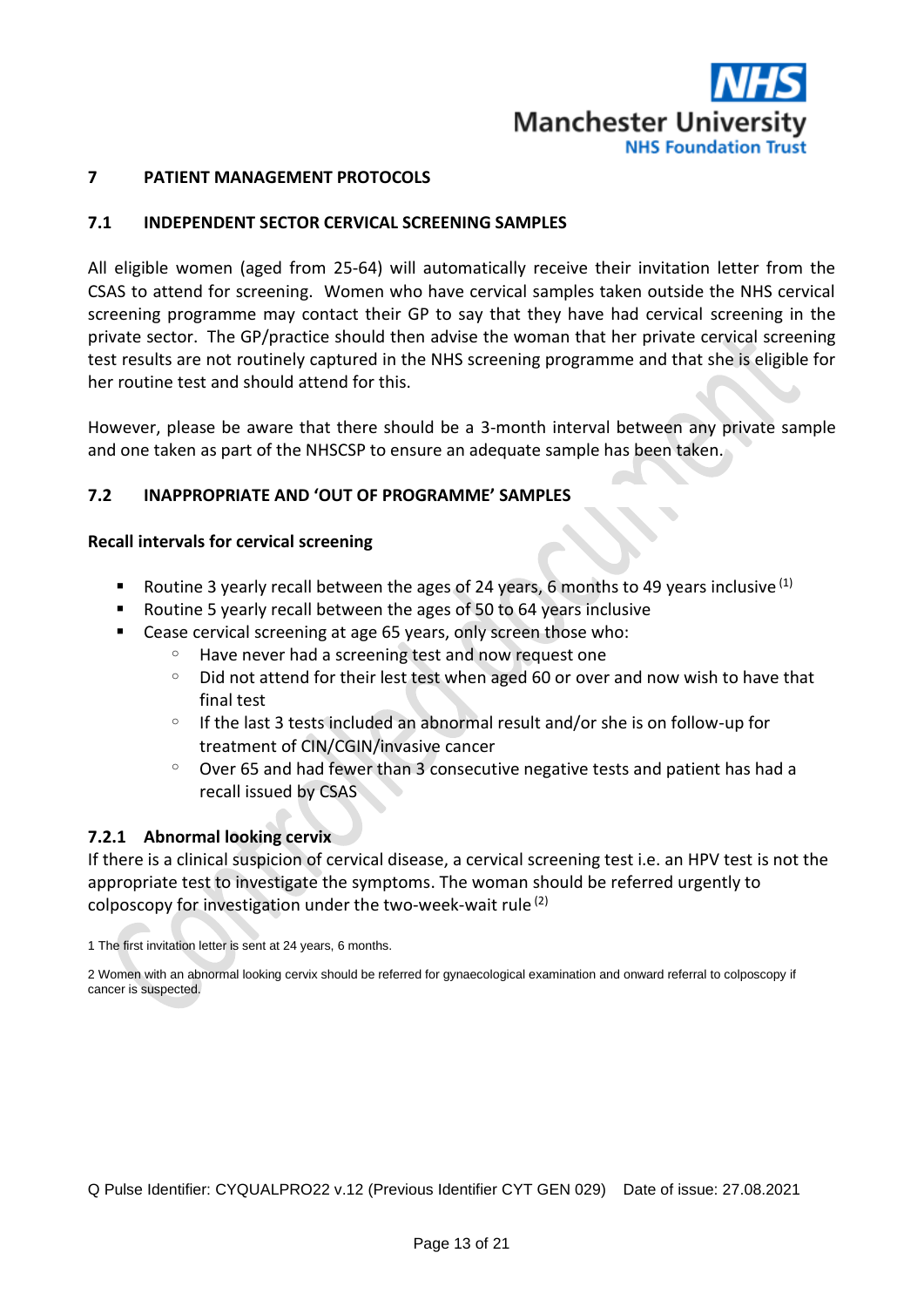## 7 PATIENT MANAGEMENT PROTOCOLS

### 7.1 INDEPENDENT SECTOR CERVICAL SCREENING SAMPLES

All eligible women (aged from 25-64) will automatically receive their invitation letter from the CSAS to attend for screening. Women who have cervical samples taken outside the NHS cervical screening programme may contact their GP to say that they have had cervical screening in the private sector. The GP/practice should then advise the woman that her private cervical screening test results are not routinely captured in the NHS screening programme and that she is eligible for her routine test and should attend for this.

However, please be aware that there should be a 3-month interval between any private sample and one taken as part of the NHSCSP to ensure an adequate sample has been taken.

### 7.2 INAPPROPRIATE AND 'OUT OF PROGRAMME' SAMPLES

**Recall intervals for cervical screening**

- Routine 3 yearly recall between the ages of 24 years, 6 months to 49 years inclusive [1]
- Routine 5 yearly recall between the ages of 50 to 64 years inclusive
- Cease cervical screening at age 65 years, only screen those who:
  - Have never had a screening test and now request one
  - Did not attend for their lest test when aged 60 or over and now wish to have that final test
  - If the last 3 tests included an abnormal result and/or she is on follow-up for treatment of CIN/CGIN/invasive cancer
  - Over 65 and had fewer than 3 consecutive negative tests and patient has had a recall issued by CSAS

#### 7.2.1 Abnormal looking cervix

If there is a clinical suspicion of cervical disease, a cervical screening test i.e. an HPV test is not the appropriate test to investigate the symptoms. The woman should be referred urgently to colposcopy for investigation under the two-week-wait rule [2]

1 The first invitation letter is sent at 24 years, 6 months.

2 Women with an abnormal looking cervix should be referred for gynaecological examination and onward referral to colposcopy if cancer is suspected.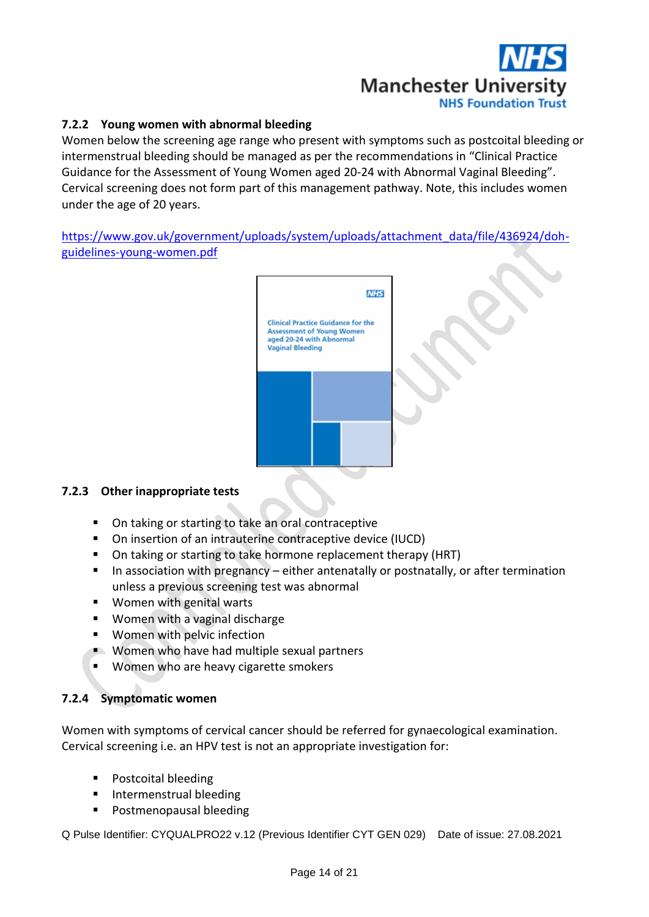### 7.2.2 Young women with abnormal bleeding

Women below the screening age range who present with symptoms such as postcoital bleeding or intermenstrual bleeding should be managed as per the recommendations in "Clinical Practice Guidance for the Assessment of Young Women aged 20-24 with Abnormal Vaginal Bleeding". Cervical screening does not form part of this management pathway. Note, this includes women under the age of 20 years.

https://www.gov.uk/government/uploads/system/uploads/attachment_data/file/436924/doh-guidelines-young-women.pdf

### 7.2.3 Other inappropriate tests

- On taking or starting to take an oral contraceptive
- On insertion of an intrauterine contraceptive device (IUCD)
- On taking or starting to take hormone replacement therapy (HRT)
- In association with pregnancy – either antenatally or postnatally, or after termination unless a previous screening test was abnormal
- Women with genital warts
- Women with a vaginal discharge
- Women with pelvic infection
- Women who have had multiple sexual partners
- Women who are heavy cigarette smokers

### 7.2.4 Symptomatic women

Women with symptoms of cervical cancer should be referred for gynaecological examination. Cervical screening i.e. an HPV test is not an appropriate investigation for:

- Postcoital bleeding
- Intermenstrual bleeding
- Postmenopausal bleeding

Q Pulse Identifier: CYQUALPRO22 v.12 (Previous Identifier CYT GEN 029) Date of issue: 27.08.2021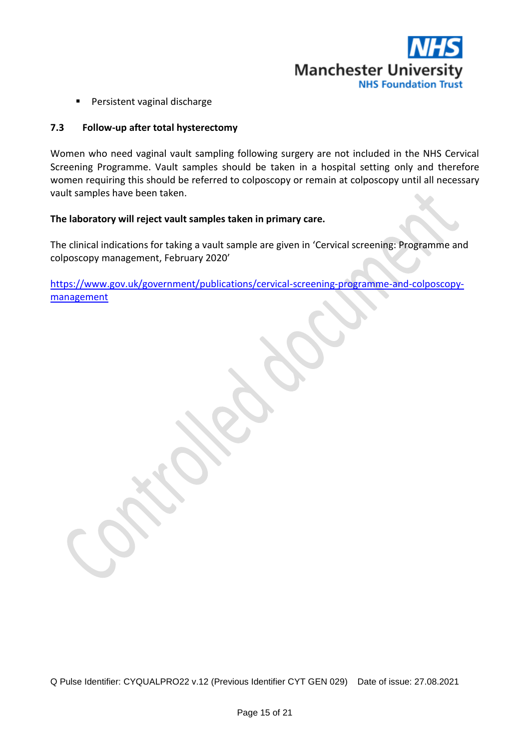- Persistent vaginal discharge

### 7.3 Follow-up after total hysterectomy

Women who need vaginal vault sampling following surgery are not included in the NHS Cervical Screening Programme. Vault samples should be taken in a hospital setting only and therefore women requiring this should be referred to colposcopy or remain at colposcopy until all necessary vault samples have been taken.

**The laboratory will reject vault samples taken in primary care.**

The clinical indications for taking a vault sample are given in 'Cervical screening: Programme and colposcopy management, February 2020'

https://www.gov.uk/government/publications/cervical-screening-programme-and-colposcopy-management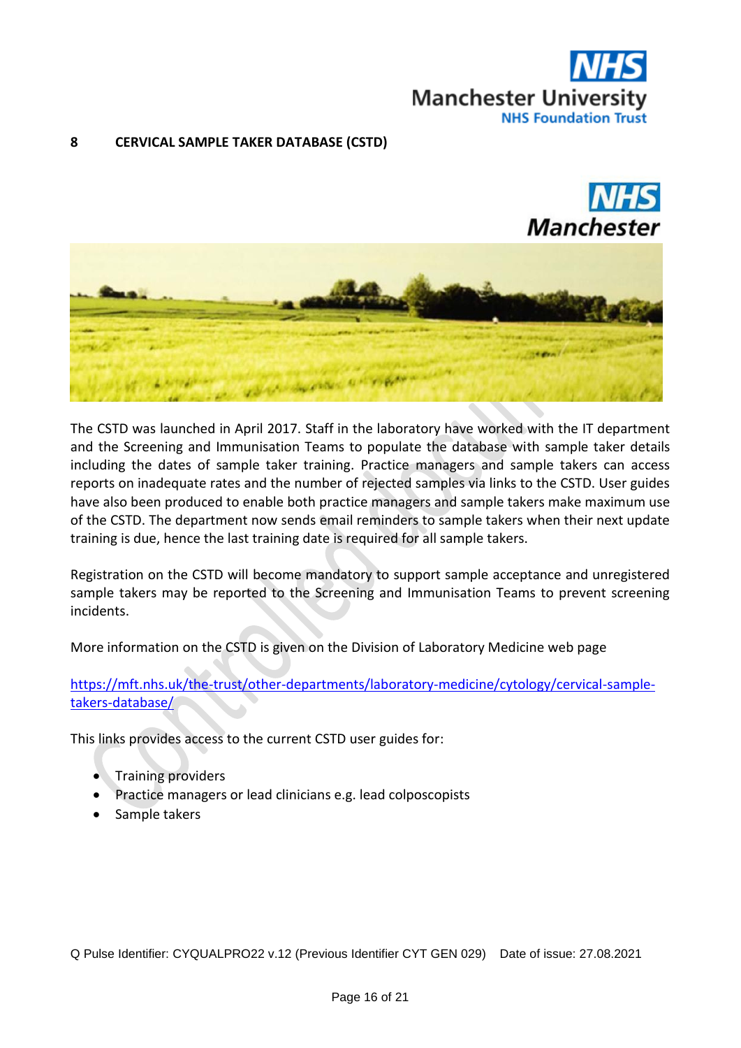## 8 CERVICAL SAMPLE TAKER DATABASE (CSTD)

The CSTD was launched in April 2017. Staff in the laboratory have worked with the IT department and the Screening and Immunisation Teams to populate the database with sample taker details including the dates of sample taker training. Practice managers and sample takers can access reports on inadequate rates and the number of rejected samples via links to the CSTD. User guides have also been produced to enable both practice managers and sample takers make maximum use of the CSTD. The department now sends email reminders to sample takers when their next update training is due, hence the last training date is required for all sample takers.

Registration on the CSTD will become mandatory to support sample acceptance and unregistered sample takers may be reported to the Screening and Immunisation Teams to prevent screening incidents.

More information on the CSTD is given on the Division of Laboratory Medicine web page

https://mft.nhs.uk/the-trust/other-departments/laboratory-medicine/cytology/cervical-sample-takers-database/

This links provides access to the current CSTD user guides for:

- Training providers
- Practice managers or lead clinicians e.g. lead colposcopists
- Sample takers

Q Pulse Identifier: CYQUALPRO22 v.12 (Previous Identifier CYT GEN 029) Date of issue: 27.08.2021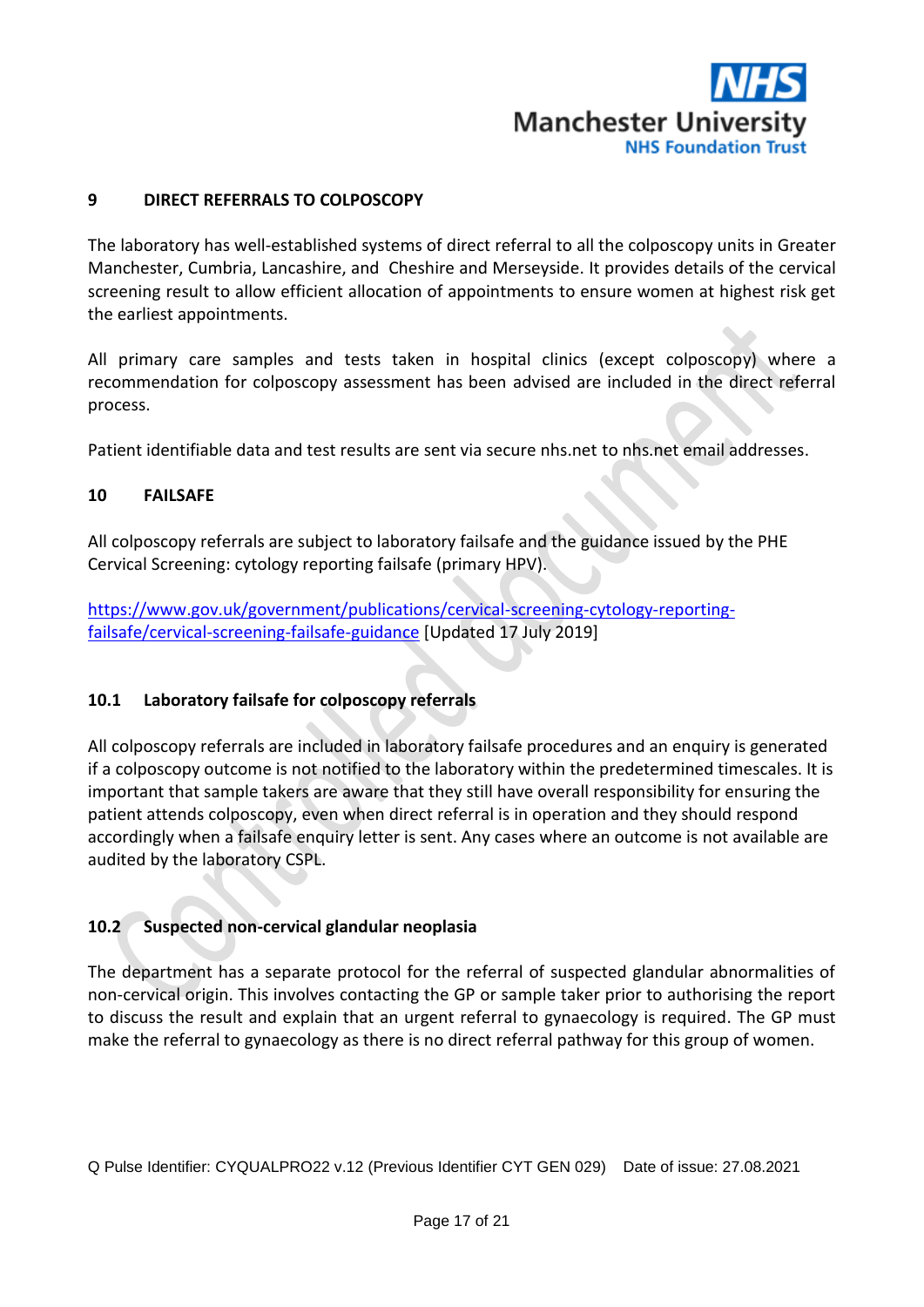## 9 DIRECT REFERRALS TO COLPOSCOPY

The laboratory has well-established systems of direct referral to all the colposcopy units in Greater Manchester, Cumbria, Lancashire, and Cheshire and Merseyside. It provides details of the cervical screening result to allow efficient allocation of appointments to ensure women at highest risk get the earliest appointments.

All primary care samples and tests taken in hospital clinics (except colposcopy) where a recommendation for colposcopy assessment has been advised are included in the direct referral process.

Patient identifiable data and test results are sent via secure nhs.net to nhs.net email addresses.

## 10 FAILSAFE

All colposcopy referrals are subject to laboratory failsafe and the guidance issued by the PHE Cervical Screening: cytology reporting failsafe (primary HPV).

[https://www.gov.uk/government/publications/cervical-screening-cytology-reporting-failsafe/cervical-screening-failsafe-guidance](https://www.gov.uk/government/publications/cervical-screening-cytology-reporting-failsafe/cervical-screening-failsafe-guidance) [Updated 17 July 2019]

### 10.1 Laboratory failsafe for colposcopy referrals

All colposcopy referrals are included in laboratory failsafe procedures and an enquiry is generated if a colposcopy outcome is not notified to the laboratory within the predetermined timescales. It is important that sample takers are aware that they still have overall responsibility for ensuring the patient attends colposcopy, even when direct referral is in operation and they should respond accordingly when a failsafe enquiry letter is sent. Any cases where an outcome is not available are audited by the laboratory CSPL.

### 10.2 Suspected non-cervical glandular neoplasia

The department has a separate protocol for the referral of suspected glandular abnormalities of non-cervical origin. This involves contacting the GP or sample taker prior to authorising the report to discuss the result and explain that an urgent referral to gynaecology is required. The GP must make the referral to gynaecology as there is no direct referral pathway for this group of women.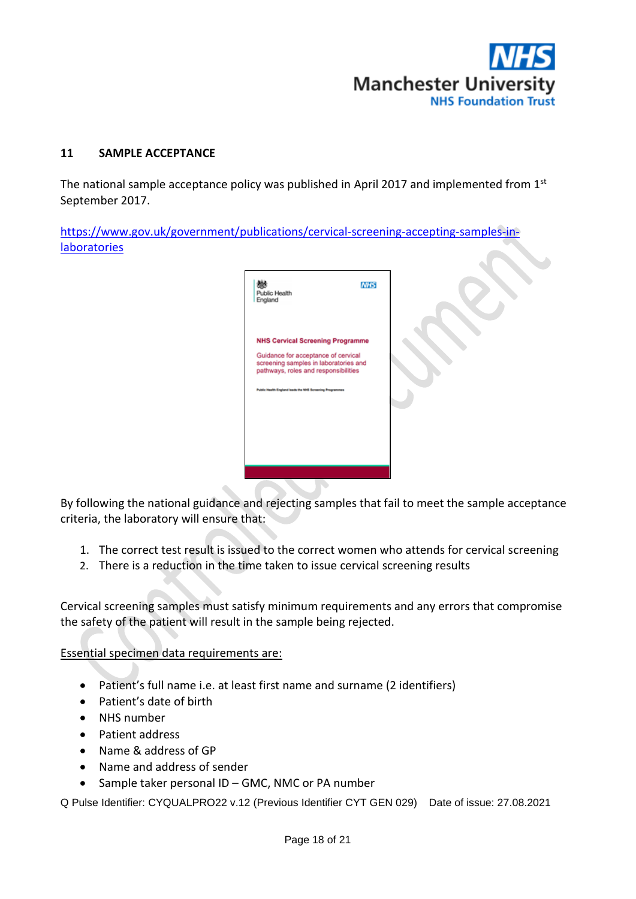## 11 SAMPLE ACCEPTANCE

The national sample acceptance policy was published in April 2017 and implemented from 1st September 2017.

https://www.gov.uk/government/publications/cervical-screening-accepting-samples-in-laboratories

By following the national guidance and rejecting samples that fail to meet the sample acceptance criteria, the laboratory will ensure that:

1. The correct test result is issued to the correct women who attends for cervical screening
2. There is a reduction in the time taken to issue cervical screening results

Cervical screening samples must satisfy minimum requirements and any errors that compromise the safety of the patient will result in the sample being rejected.

Essential specimen data requirements are:

- Patient's full name i.e. at least first name and surname (2 identifiers)
- Patient's date of birth
- NHS number
- Patient address
- Name & address of GP
- Name and address of sender
- Sample taker personal ID – GMC, NMC or PA number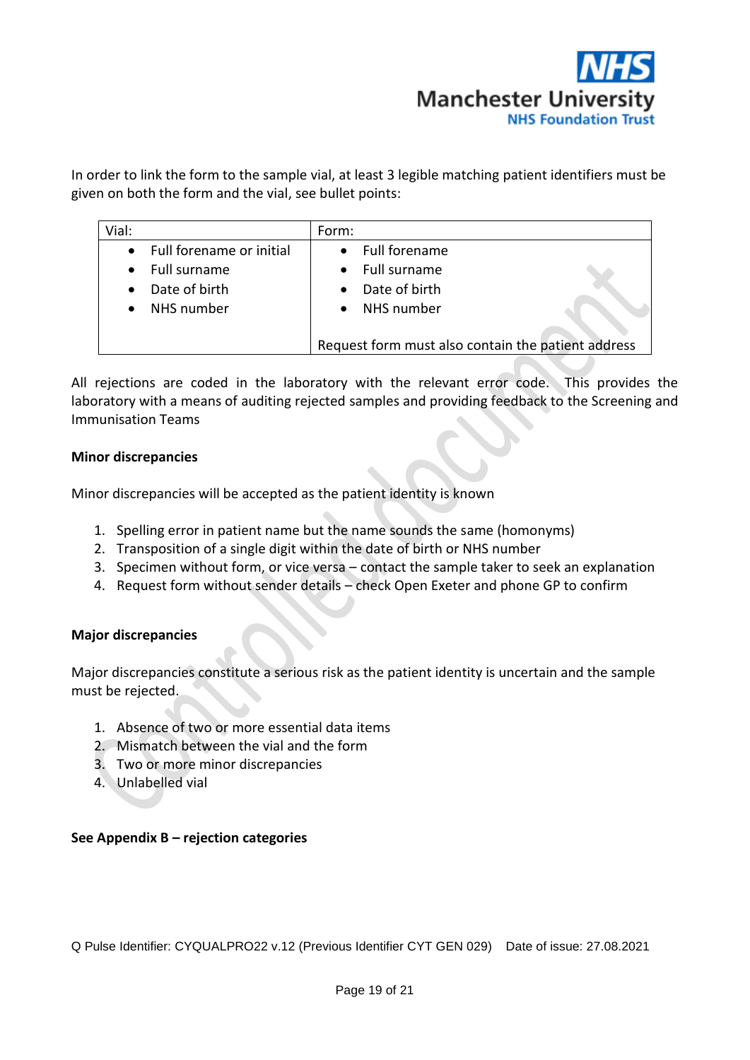In order to link the form to the sample vial, at least 3 legible matching patient identifiers must be given on both the form and the vial, see bullet points:

| Vial: | Form: |
|---|---|
| • Full forename or initial<br>• Full surname<br>• Date of birth<br>• NHS number | • Full forename<br>• Full surname<br>• Date of birth<br>• NHS number<br><br>Request form must also contain the patient address |

All rejections are coded in the laboratory with the relevant error code. This provides the laboratory with a means of auditing rejected samples and providing feedback to the Screening and Immunisation Teams

**Minor discrepancies**

Minor discrepancies will be accepted as the patient identity is known

1. Spelling error in patient name but the name sounds the same (homonyms)
2. Transposition of a single digit within the date of birth or NHS number
3. Specimen without form, or vice versa – contact the sample taker to seek an explanation
4. Request form without sender details – check Open Exeter and phone GP to confirm

**Major discrepancies**

Major discrepancies constitute a serious risk as the patient identity is uncertain and the sample must be rejected.

1. Absence of two or more essential data items
2. Mismatch between the vial and the form
3. Two or more minor discrepancies
4. Unlabelled vial

**See Appendix B – rejection categories**

Q Pulse Identifier: CYQUALPRO22 v.12 (Previous Identifier CYT GEN 029) Date of issue: 27.08.2021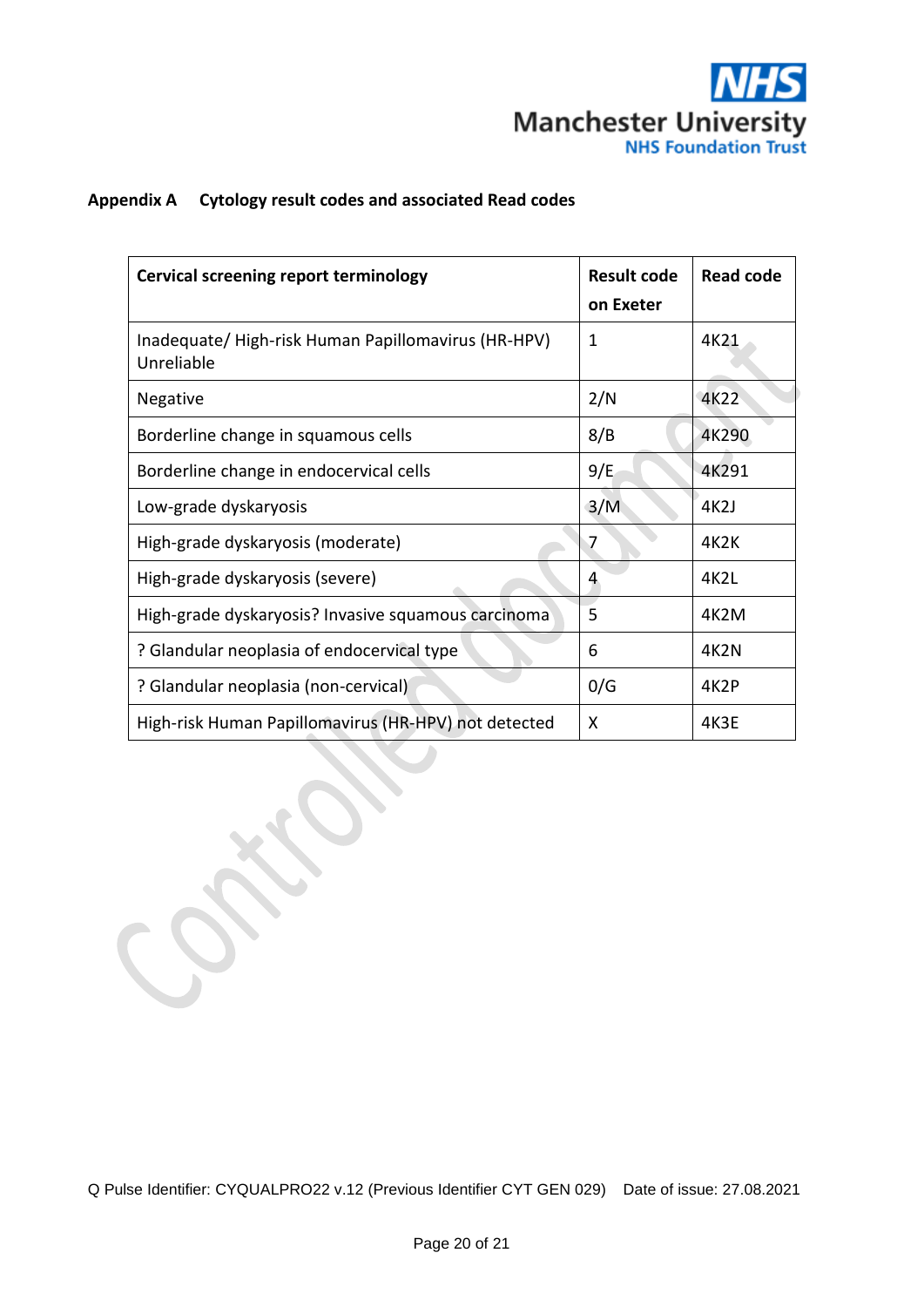## Appendix A Cytology result codes and associated Read codes

| Cervical screening report terminology | Result code on Exeter | Read code |
|---|---|---|
| Inadequate/ High-risk Human Papillomavirus (HR-HPV) Unreliable | 1 | 4K21 |
| Negative | 2/N | 4K22 |
| Borderline change in squamous cells | 8/B | 4K290 |
| Borderline change in endocervical cells | 9/E | 4K291 |
| Low-grade dyskaryosis | 3/M | 4K2J |
| High-grade dyskaryosis (moderate) | 7 | 4K2K |
| High-grade dyskaryosis (severe) | 4 | 4K2L |
| High-grade dyskaryosis? Invasive squamous carcinoma | 5 | 4K2M |
| ? Glandular neoplasia of endocervical type | 6 | 4K2N |
| ? Glandular neoplasia (non-cervical) | 0/G | 4K2P |
| High-risk Human Papillomavirus (HR-HPV) not detected | X | 4K3E |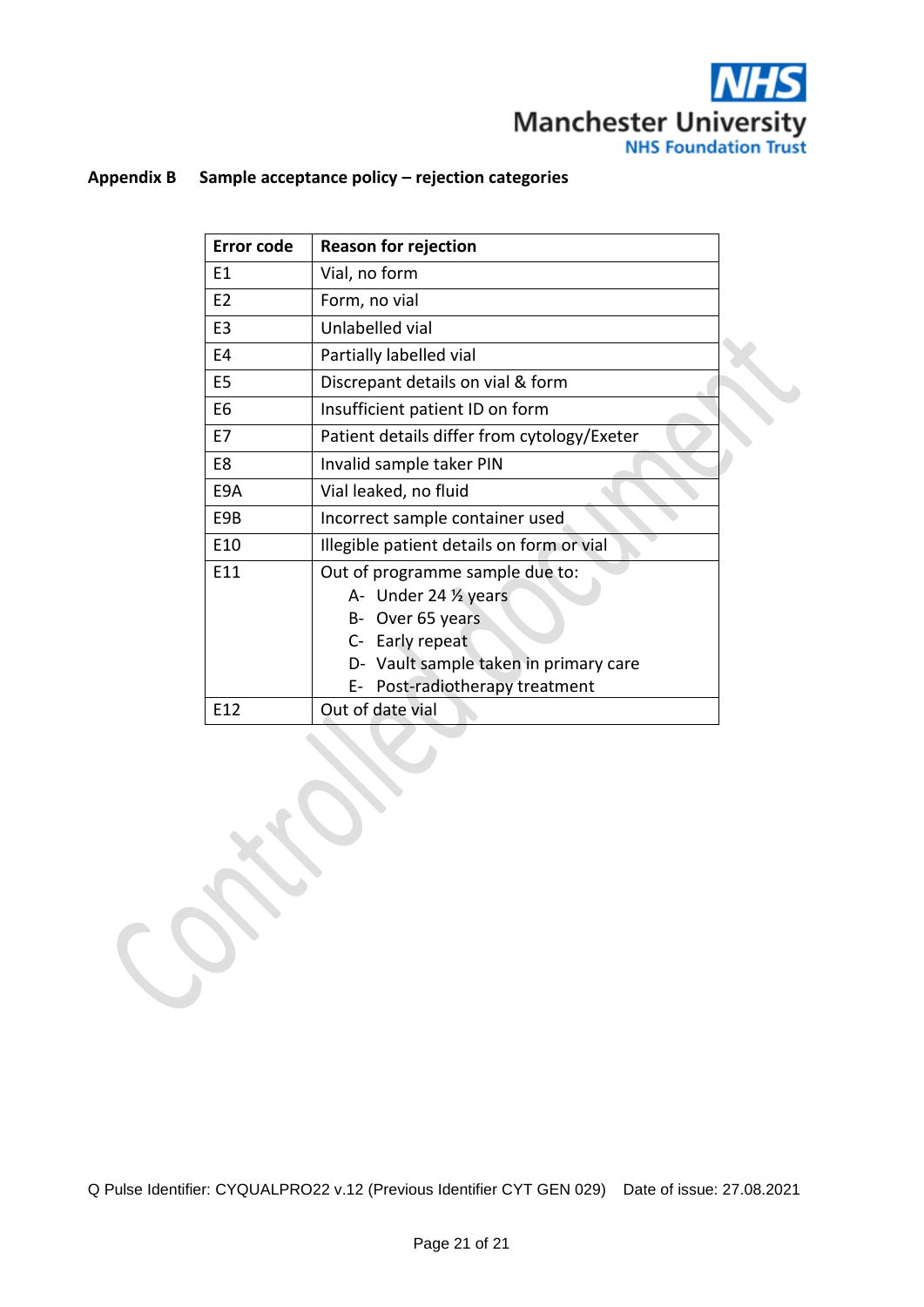## Appendix B Sample acceptance policy – rejection categories

| Error code | Reason for rejection |
|---|---|
| E1 | Vial, no form |
| E2 | Form, no vial |
| E3 | Unlabelled vial |
| E4 | Partially labelled vial |
| E5 | Discrepant details on vial & form |
| E6 | Insufficient patient ID on form |
| E7 | Patient details differ from cytology/Exeter |
| E8 | Invalid sample taker PIN |
| E9A | Vial leaked, no fluid |
| E9B | Incorrect sample container used |
| E10 | Illegible patient details on form or vial |
| E11 | Out of programme sample due to:<br>A- Under 24 ½ years<br>B- Over 65 years<br>C- Early repeat<br>D- Vault sample taken in primary care<br>E- Post-radiotherapy treatment |
| E12 | Out of date vial |

Q Pulse Identifier: CYQUALPRO22 v.12 (Previous Identifier CYT GEN 029) Date of issue: 27.08.2021